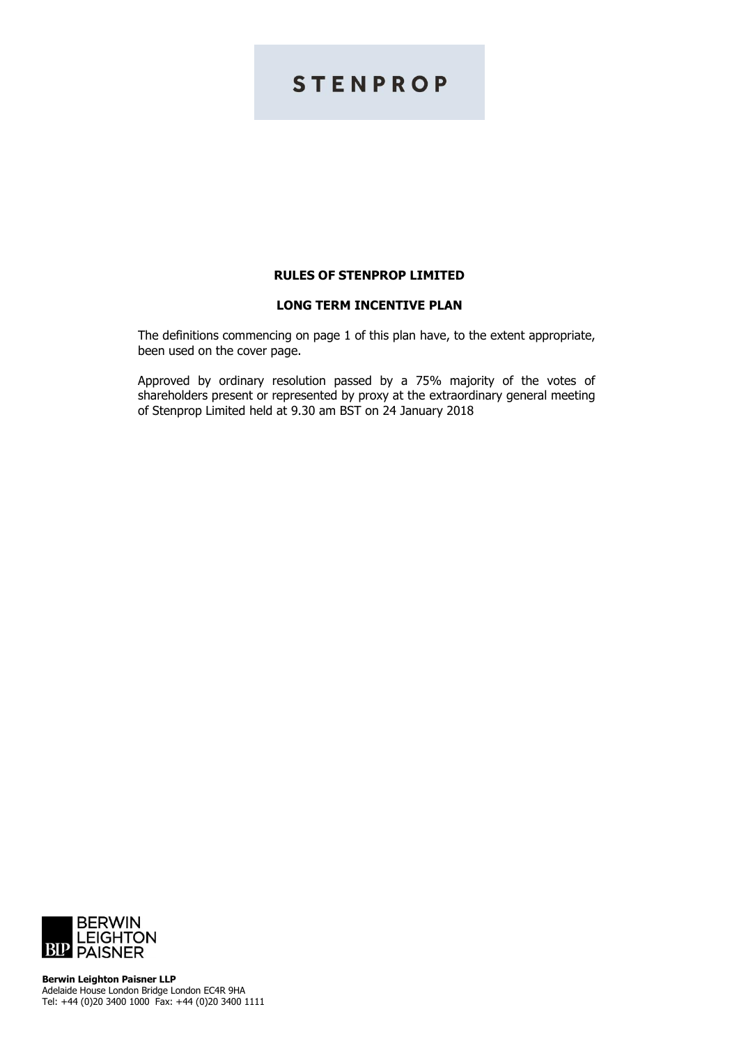STENPROP

# RULES OF STENPROP LIMITED

## LONG TERM INCENTIVE PLAN

The definitions commencing on page 1 of this plan have, to the extent appropriate, been used on the cover page.

Approved by ordinary resolution passed by a 75% majority of the votes of shareholders present or represented by proxy at the extraordinary general meeting of Stenprop Limited held at 9.30 am BST on 24 January 2018

BERWIN LEIGHTON PAISNER

**Berwin Leighton Paisner LLP**
Adelaide House London Bridge London EC4R 9HA
Tel: +44 (0)20 3400 1000 Fax: +44 (0)20 3400 1111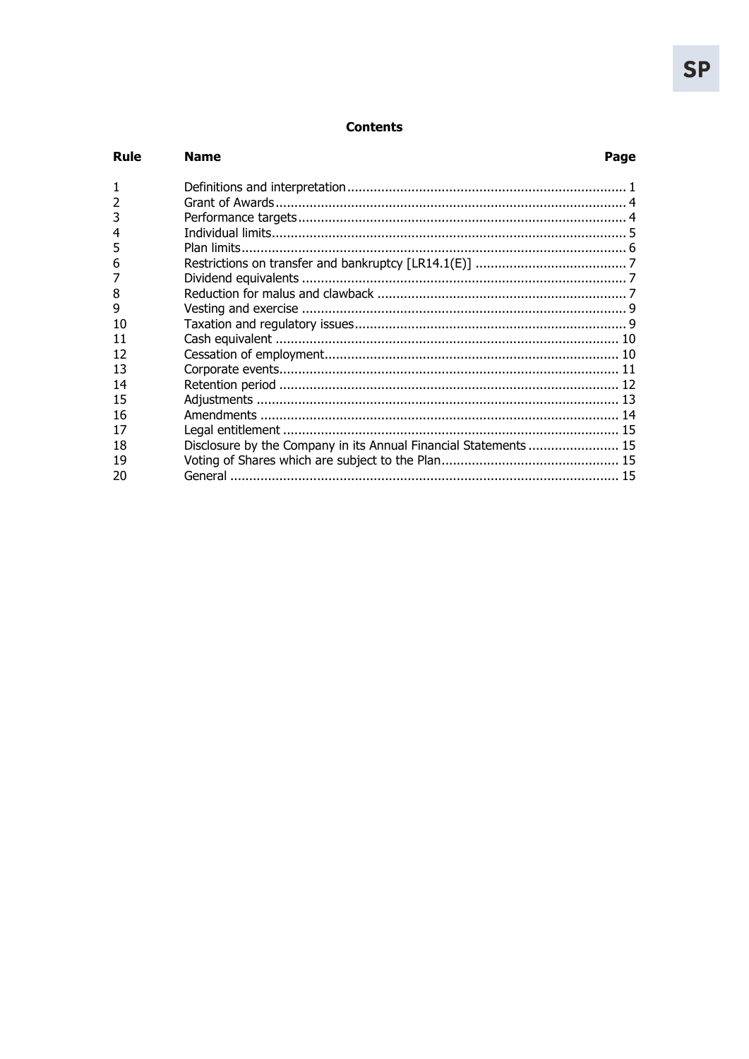## Contents

| Rule | Name | Page |
|---|---|---|
| 1 | Definitions and interpretation | 1 |
| 2 | Grant of Awards | 4 |
| 3 | Performance targets | 4 |
| 4 | Individual limits | 5 |
| 5 | Plan limits | 6 |
| 6 | Restrictions on transfer and bankruptcy [LR14.1(E)] | 7 |
| 7 | Dividend equivalents | 7 |
| 8 | Reduction for malus and clawback | 7 |
| 9 | Vesting and exercise | 9 |
| 10 | Taxation and regulatory issues | 9 |
| 11 | Cash equivalent | 10 |
| 12 | Cessation of employment | 10 |
| 13 | Corporate events | 11 |
| 14 | Retention period | 12 |
| 15 | Adjustments | 13 |
| 16 | Amendments | 14 |
| 17 | Legal entitlement | 15 |
| 18 | Disclosure by the Company in its Annual Financial Statements | 15 |
| 19 | Voting of Shares which are subject to the Plan | 15 |
| 20 | General | 15 |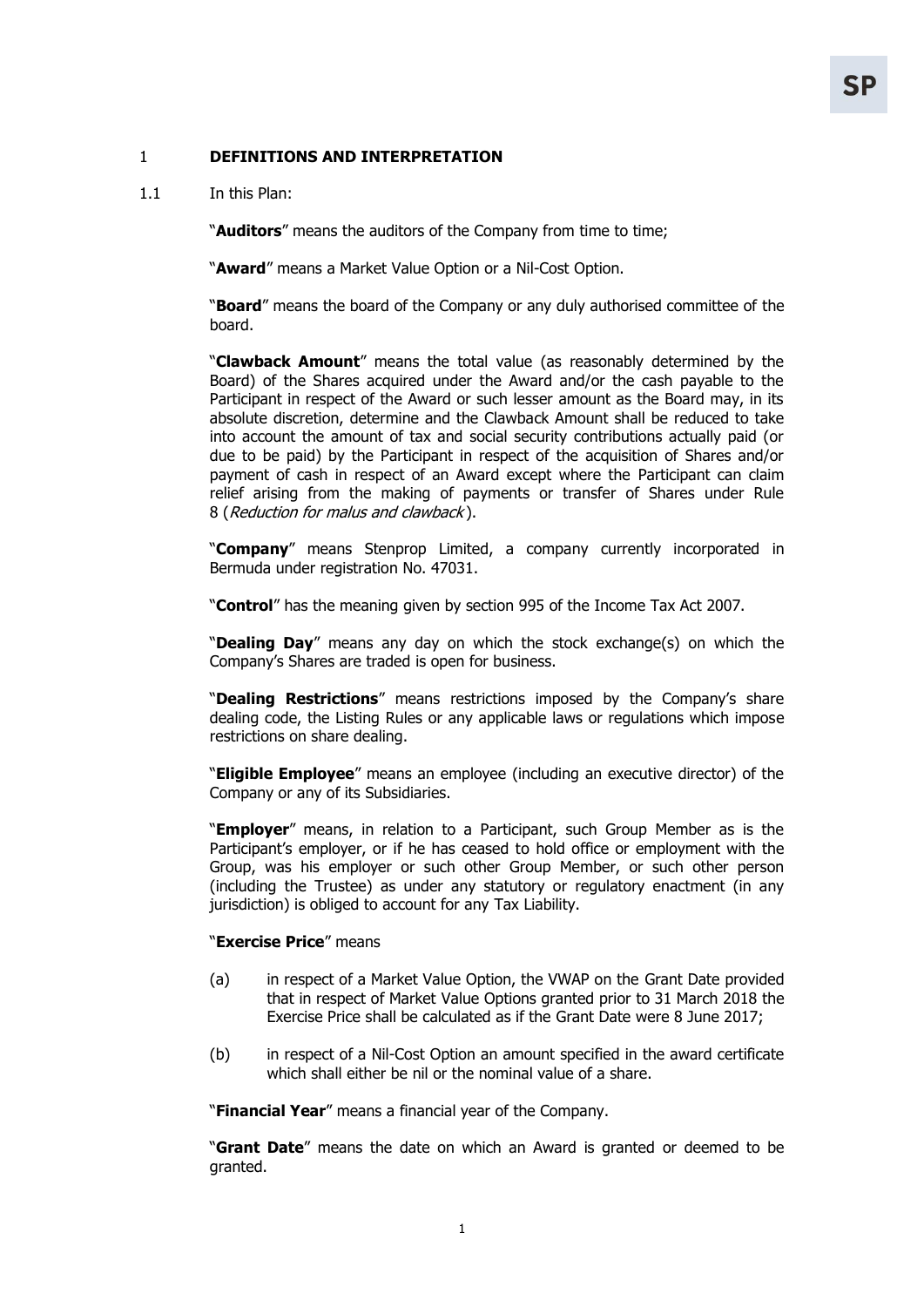## 1 DEFINITIONS AND INTERPRETATION

1.1 In this Plan:

"**Auditors**" means the auditors of the Company from time to time;

"**Award**" means a Market Value Option or a Nil-Cost Option.

"**Board**" means the board of the Company or any duly authorised committee of the board.

"**Clawback Amount**" means the total value (as reasonably determined by the Board) of the Shares acquired under the Award and/or the cash payable to the Participant in respect of the Award or such lesser amount as the Board may, in its absolute discretion, determine and the Clawback Amount shall be reduced to take into account the amount of tax and social security contributions actually paid (or due to be paid) by the Participant in respect of the acquisition of Shares and/or payment of cash in respect of an Award except where the Participant can claim relief arising from the making of payments or transfer of Shares under Rule 8 (*Reduction for malus and clawback*).

"**Company**" means Stenprop Limited, a company currently incorporated in Bermuda under registration No. 47031.

"**Control**" has the meaning given by section 995 of the Income Tax Act 2007.

"**Dealing Day**" means any day on which the stock exchange(s) on which the Company's Shares are traded is open for business.

"**Dealing Restrictions**" means restrictions imposed by the Company's share dealing code, the Listing Rules or any applicable laws or regulations which impose restrictions on share dealing.

"**Eligible Employee**" means an employee (including an executive director) of the Company or any of its Subsidiaries.

"**Employer**" means, in relation to a Participant, such Group Member as is the Participant's employer, or if he has ceased to hold office or employment with the Group, was his employer or such other Group Member, or such other person (including the Trustee) as under any statutory or regulatory enactment (in any jurisdiction) is obliged to account for any Tax Liability.

"**Exercise Price**" means

(a) in respect of a Market Value Option, the VWAP on the Grant Date provided that in respect of Market Value Options granted prior to 31 March 2018 the Exercise Price shall be calculated as if the Grant Date were 8 June 2017;

(b) in respect of a Nil-Cost Option an amount specified in the award certificate which shall either be nil or the nominal value of a share.

"**Financial Year**" means a financial year of the Company.

"**Grant Date**" means the date on which an Award is granted or deemed to be granted.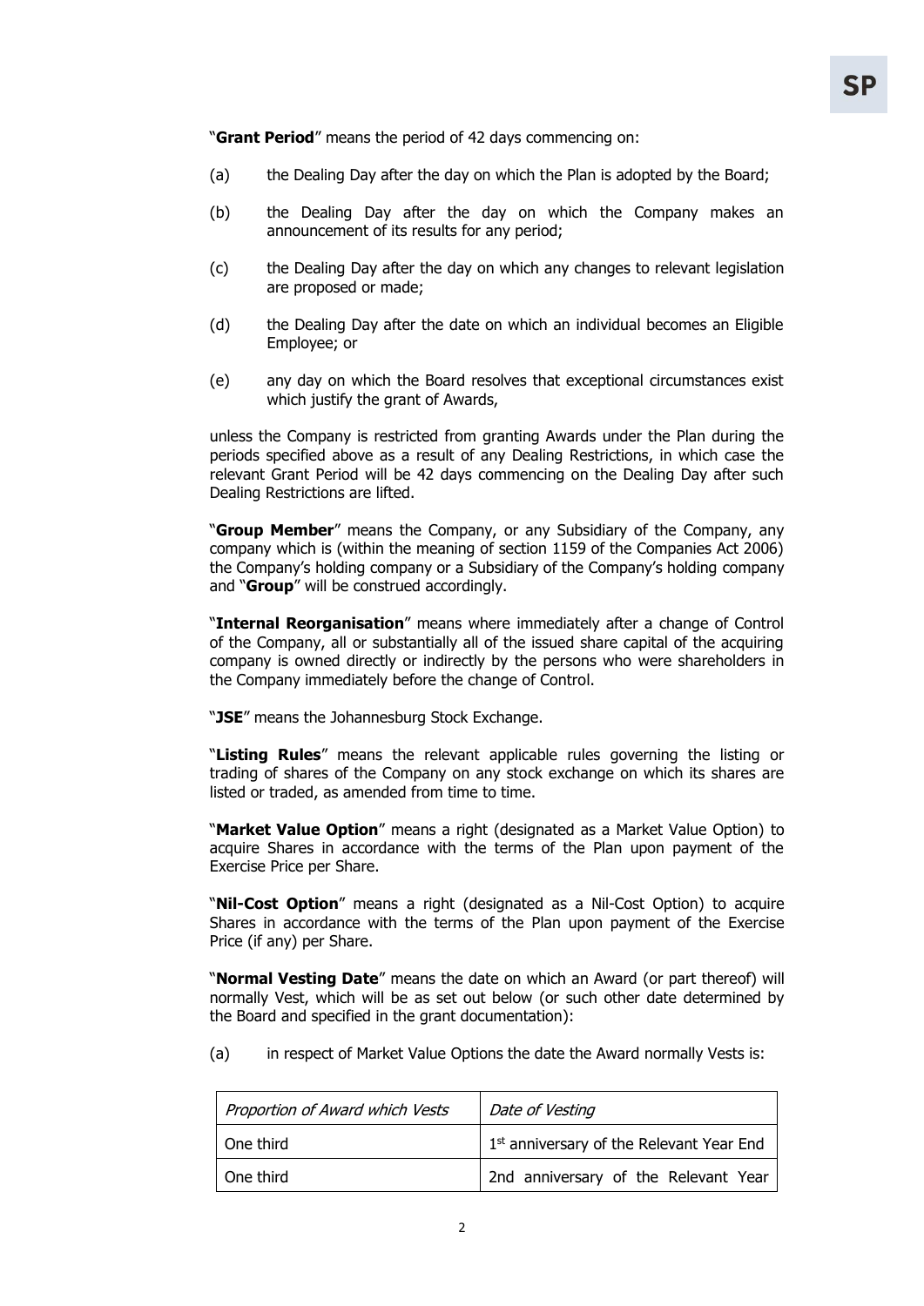"**Grant Period**" means the period of 42 days commencing on:

(a) the Dealing Day after the day on which the Plan is adopted by the Board;

(b) the Dealing Day after the day on which the Company makes an announcement of its results for any period;

(c) the Dealing Day after the day on which any changes to relevant legislation are proposed or made;

(d) the Dealing Day after the date on which an individual becomes an Eligible Employee; or

(e) any day on which the Board resolves that exceptional circumstances exist which justify the grant of Awards,

unless the Company is restricted from granting Awards under the Plan during the periods specified above as a result of any Dealing Restrictions, in which case the relevant Grant Period will be 42 days commencing on the Dealing Day after such Dealing Restrictions are lifted.

"**Group Member**" means the Company, or any Subsidiary of the Company, any company which is (within the meaning of section 1159 of the Companies Act 2006) the Company's holding company or a Subsidiary of the Company's holding company and "**Group**" will be construed accordingly.

"**Internal Reorganisation**" means where immediately after a change of Control of the Company, all or substantially all of the issued share capital of the acquiring company is owned directly or indirectly by the persons who were shareholders in the Company immediately before the change of Control.

"**JSE**" means the Johannesburg Stock Exchange.

"**Listing Rules**" means the relevant applicable rules governing the listing or trading of shares of the Company on any stock exchange on which its shares are listed or traded, as amended from time to time.

"**Market Value Option**" means a right (designated as a Market Value Option) to acquire Shares in accordance with the terms of the Plan upon payment of the Exercise Price per Share.

"**Nil-Cost Option**" means a right (designated as a Nil-Cost Option) to acquire Shares in accordance with the terms of the Plan upon payment of the Exercise Price (if any) per Share.

"**Normal Vesting Date**" means the date on which an Award (or part thereof) will normally Vest, which will be as set out below (or such other date determined by the Board and specified in the grant documentation):

(a) in respect of Market Value Options the date the Award normally Vests is:

| *Proportion of Award which Vests* | *Date of Vesting* |
|---|---|
| One third | 1st anniversary of the Relevant Year End |
| One third | 2nd anniversary of the Relevant Year |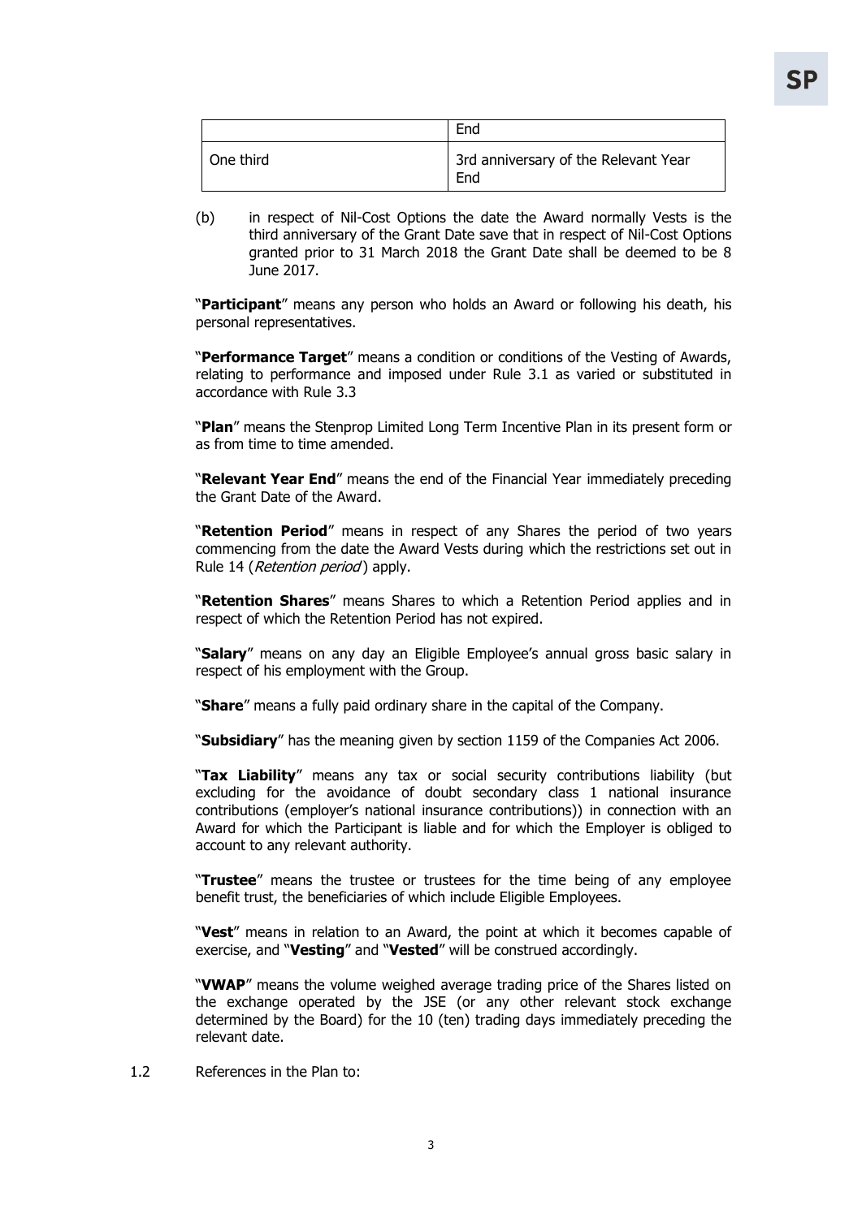| | End |
|---|---|
| One third | 3rd anniversary of the Relevant Year End |

(b) in respect of Nil-Cost Options the date the Award normally Vests is the third anniversary of the Grant Date save that in respect of Nil-Cost Options granted prior to 31 March 2018 the Grant Date shall be deemed to be 8 June 2017.

"**Participant**" means any person who holds an Award or following his death, his personal representatives.

"**Performance Target**" means a condition or conditions of the Vesting of Awards, relating to performance and imposed under Rule 3.1 as varied or substituted in accordance with Rule 3.3

"**Plan**" means the Stenprop Limited Long Term Incentive Plan in its present form or as from time to time amended.

"**Relevant Year End**" means the end of the Financial Year immediately preceding the Grant Date of the Award.

"**Retention Period**" means in respect of any Shares the period of two years commencing from the date the Award Vests during which the restrictions set out in Rule 14 (*Retention period*) apply.

"**Retention Shares**" means Shares to which a Retention Period applies and in respect of which the Retention Period has not expired.

"**Salary**" means on any day an Eligible Employee's annual gross basic salary in respect of his employment with the Group.

"**Share**" means a fully paid ordinary share in the capital of the Company.

"**Subsidiary**" has the meaning given by section 1159 of the Companies Act 2006.

"**Tax Liability**" means any tax or social security contributions liability (but excluding for the avoidance of doubt secondary class 1 national insurance contributions (employer's national insurance contributions)) in connection with an Award for which the Participant is liable and for which the Employer is obliged to account to any relevant authority.

"**Trustee**" means the trustee or trustees for the time being of any employee benefit trust, the beneficiaries of which include Eligible Employees.

"**Vest**" means in relation to an Award, the point at which it becomes capable of exercise, and "**Vesting**" and "**Vested**" will be construed accordingly.

"**VWAP**" means the volume weighed average trading price of the Shares listed on the exchange operated by the JSE (or any other relevant stock exchange determined by the Board) for the 10 (ten) trading days immediately preceding the relevant date.

1.2 References in the Plan to: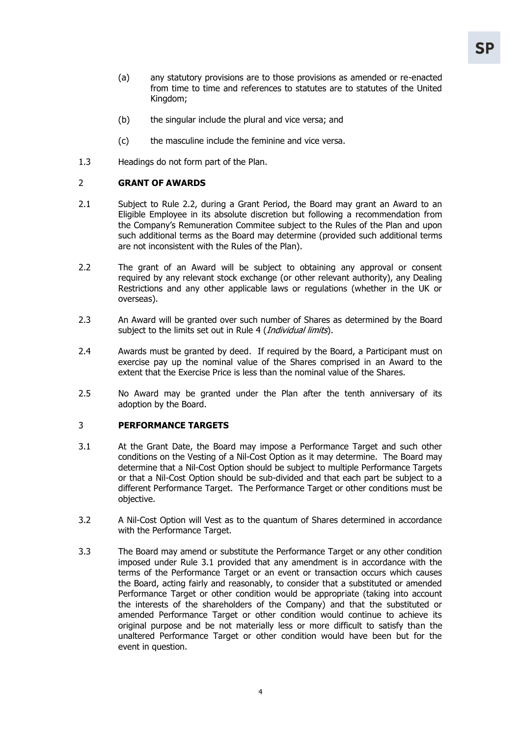(a) any statutory provisions are to those provisions as amended or re-enacted from time to time and references to statutes are to statutes of the United Kingdom;

(b) the singular include the plural and vice versa; and

(c) the masculine include the feminine and vice versa.

1.3 Headings do not form part of the Plan.

## 2 GRANT OF AWARDS

2.1 Subject to Rule 2.2, during a Grant Period, the Board may grant an Award to an Eligible Employee in its absolute discretion but following a recommendation from the Company's Remuneration Commitee subject to the Rules of the Plan and upon such additional terms as the Board may determine (provided such additional terms are not inconsistent with the Rules of the Plan).

2.2 The grant of an Award will be subject to obtaining any approval or consent required by any relevant stock exchange (or other relevant authority), any Dealing Restrictions and any other applicable laws or regulations (whether in the UK or overseas).

2.3 An Award will be granted over such number of Shares as determined by the Board subject to the limits set out in Rule 4 (*Individual limits*).

2.4 Awards must be granted by deed. If required by the Board, a Participant must on exercise pay up the nominal value of the Shares comprised in an Award to the extent that the Exercise Price is less than the nominal value of the Shares.

2.5 No Award may be granted under the Plan after the tenth anniversary of its adoption by the Board.

## 3 PERFORMANCE TARGETS

3.1 At the Grant Date, the Board may impose a Performance Target and such other conditions on the Vesting of a Nil-Cost Option as it may determine. The Board may determine that a Nil-Cost Option should be subject to multiple Performance Targets or that a Nil-Cost Option should be sub-divided and that each part be subject to a different Performance Target. The Performance Target or other conditions must be objective.

3.2 A Nil-Cost Option will Vest as to the quantum of Shares determined in accordance with the Performance Target.

3.3 The Board may amend or substitute the Performance Target or any other condition imposed under Rule 3.1 provided that any amendment is in accordance with the terms of the Performance Target or an event or transaction occurs which causes the Board, acting fairly and reasonably, to consider that a substituted or amended Performance Target or other condition would be appropriate (taking into account the interests of the shareholders of the Company) and that the substituted or amended Performance Target or other condition would continue to achieve its original purpose and be not materially less or more difficult to satisfy than the unaltered Performance Target or other condition would have been but for the event in question.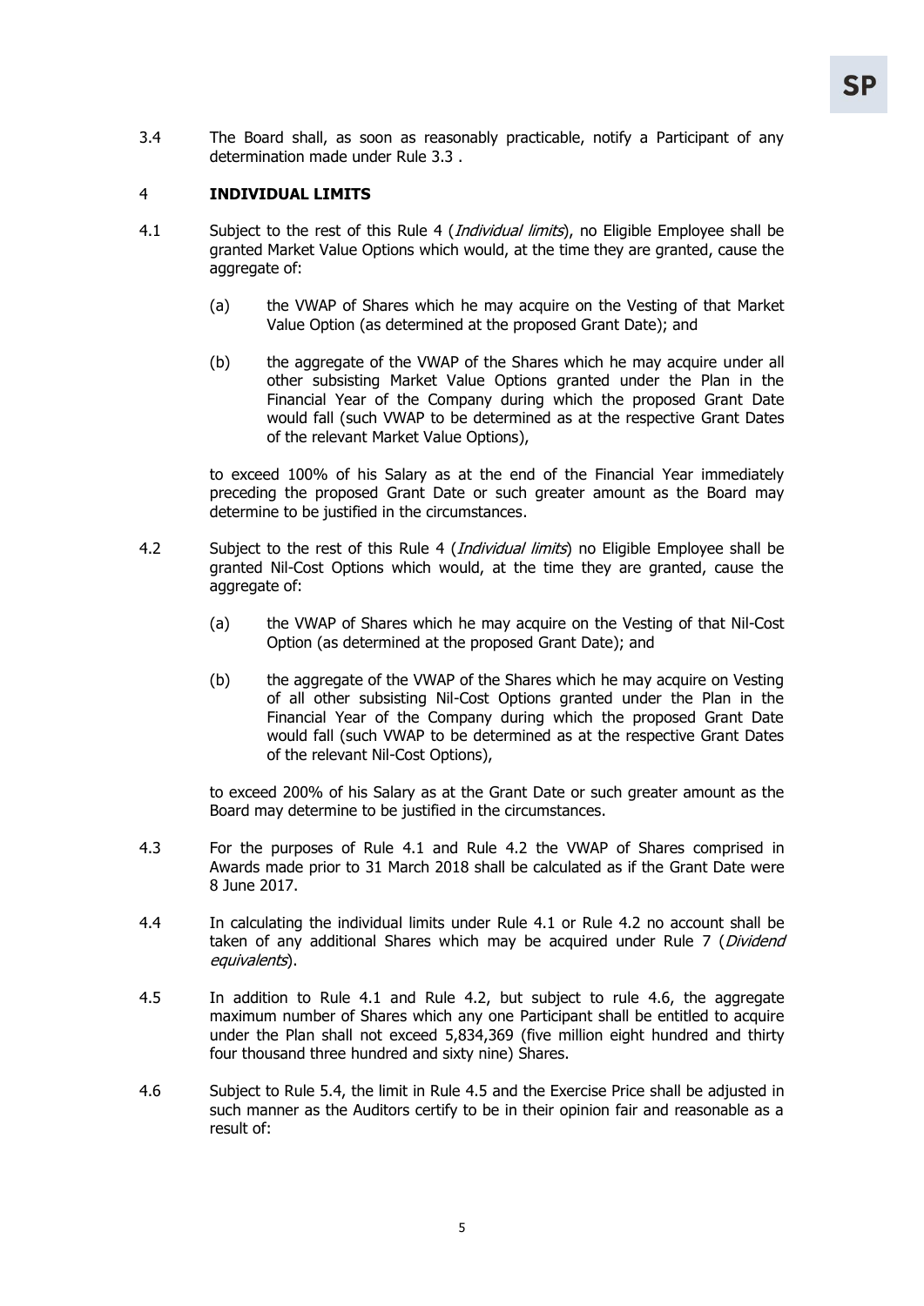3.4 The Board shall, as soon as reasonably practicable, notify a Participant of any determination made under Rule 3.3 .

## 4 INDIVIDUAL LIMITS

4.1 Subject to the rest of this Rule 4 (*Individual limits*), no Eligible Employee shall be granted Market Value Options which would, at the time they are granted, cause the aggregate of:

(a) the VWAP of Shares which he may acquire on the Vesting of that Market Value Option (as determined at the proposed Grant Date); and

(b) the aggregate of the VWAP of the Shares which he may acquire under all other subsisting Market Value Options granted under the Plan in the Financial Year of the Company during which the proposed Grant Date would fall (such VWAP to be determined as at the respective Grant Dates of the relevant Market Value Options),

to exceed 100% of his Salary as at the end of the Financial Year immediately preceding the proposed Grant Date or such greater amount as the Board may determine to be justified in the circumstances.

4.2 Subject to the rest of this Rule 4 (*Individual limits*) no Eligible Employee shall be granted Nil-Cost Options which would, at the time they are granted, cause the aggregate of:

(a) the VWAP of Shares which he may acquire on the Vesting of that Nil-Cost Option (as determined at the proposed Grant Date); and

(b) the aggregate of the VWAP of the Shares which he may acquire on Vesting of all other subsisting Nil-Cost Options granted under the Plan in the Financial Year of the Company during which the proposed Grant Date would fall (such VWAP to be determined as at the respective Grant Dates of the relevant Nil-Cost Options),

to exceed 200% of his Salary as at the Grant Date or such greater amount as the Board may determine to be justified in the circumstances.

4.3 For the purposes of Rule 4.1 and Rule 4.2 the VWAP of Shares comprised in Awards made prior to 31 March 2018 shall be calculated as if the Grant Date were 8 June 2017.

4.4 In calculating the individual limits under Rule 4.1 or Rule 4.2 no account shall be taken of any additional Shares which may be acquired under Rule 7 (*Dividend equivalents*).

4.5 In addition to Rule 4.1 and Rule 4.2, but subject to rule 4.6, the aggregate maximum number of Shares which any one Participant shall be entitled to acquire under the Plan shall not exceed 5,834,369 (five million eight hundred and thirty four thousand three hundred and sixty nine) Shares.

4.6 Subject to Rule 5.4, the limit in Rule 4.5 and the Exercise Price shall be adjusted in such manner as the Auditors certify to be in their opinion fair and reasonable as a result of: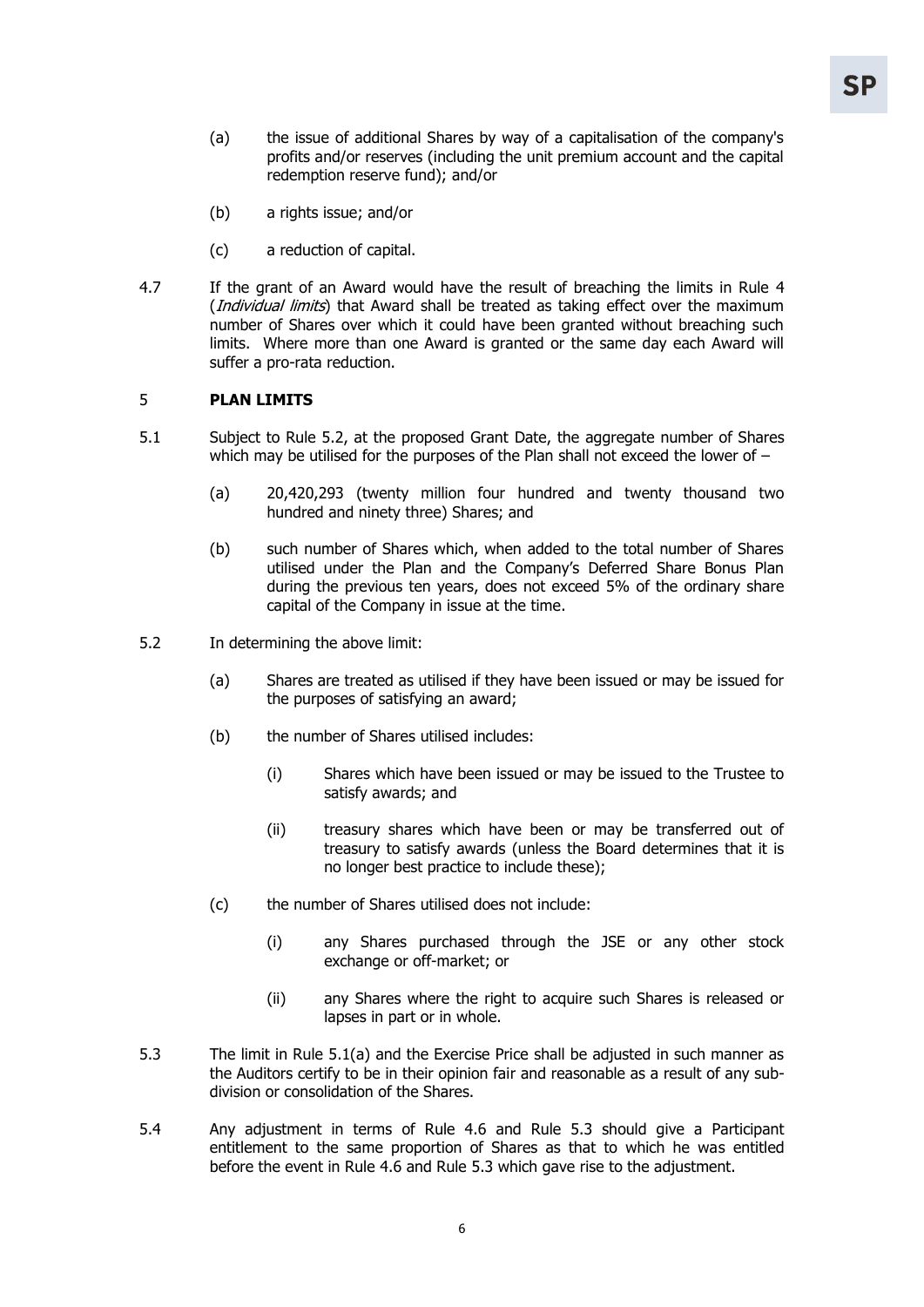(a) the issue of additional Shares by way of a capitalisation of the company's profits and/or reserves (including the unit premium account and the capital redemption reserve fund); and/or

(b) a rights issue; and/or

(c) a reduction of capital.

4.7 If the grant of an Award would have the result of breaching the limits in Rule 4 (*Individual limits*) that Award shall be treated as taking effect over the maximum number of Shares over which it could have been granted without breaching such limits. Where more than one Award is granted or the same day each Award will suffer a pro-rata reduction.

## 5 PLAN LIMITS

5.1 Subject to Rule 5.2, at the proposed Grant Date, the aggregate number of Shares which may be utilised for the purposes of the Plan shall not exceed the lower of –

(a) 20,420,293 (twenty million four hundred and twenty thousand two hundred and ninety three) Shares; and

(b) such number of Shares which, when added to the total number of Shares utilised under the Plan and the Company's Deferred Share Bonus Plan during the previous ten years, does not exceed 5% of the ordinary share capital of the Company in issue at the time.

5.2 In determining the above limit:

(a) Shares are treated as utilised if they have been issued or may be issued for the purposes of satisfying an award;

(b) the number of Shares utilised includes:

(i) Shares which have been issued or may be issued to the Trustee to satisfy awards; and

(ii) treasury shares which have been or may be transferred out of treasury to satisfy awards (unless the Board determines that it is no longer best practice to include these);

(c) the number of Shares utilised does not include:

(i) any Shares purchased through the JSE or any other stock exchange or off-market; or

(ii) any Shares where the right to acquire such Shares is released or lapses in part or in whole.

5.3 The limit in Rule 5.1(a) and the Exercise Price shall be adjusted in such manner as the Auditors certify to be in their opinion fair and reasonable as a result of any sub-division or consolidation of the Shares.

5.4 Any adjustment in terms of Rule 4.6 and Rule 5.3 should give a Participant entitlement to the same proportion of Shares as that to which he was entitled before the event in Rule 4.6 and Rule 5.3 which gave rise to the adjustment.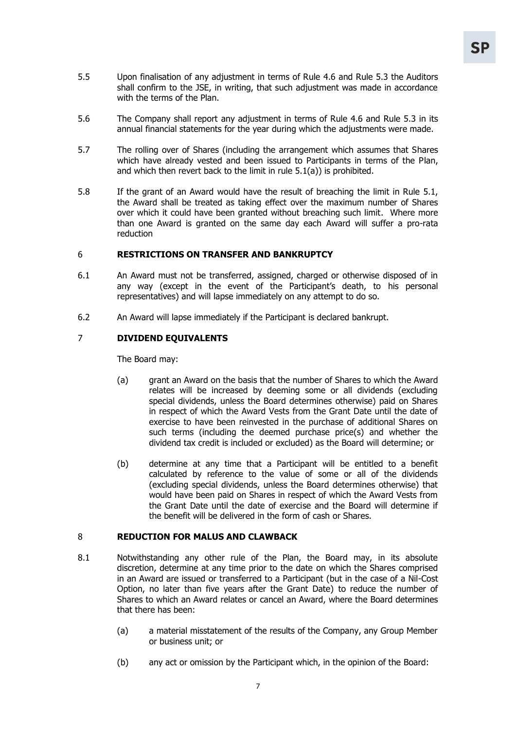5.5 Upon finalisation of any adjustment in terms of Rule 4.6 and Rule 5.3 the Auditors shall confirm to the JSE, in writing, that such adjustment was made in accordance with the terms of the Plan.

5.6 The Company shall report any adjustment in terms of Rule 4.6 and Rule 5.3 in its annual financial statements for the year during which the adjustments were made.

5.7 The rolling over of Shares (including the arrangement which assumes that Shares which have already vested and been issued to Participants in terms of the Plan, and which then revert back to the limit in rule 5.1(a)) is prohibited.

5.8 If the grant of an Award would have the result of breaching the limit in Rule 5.1, the Award shall be treated as taking effect over the maximum number of Shares over which it could have been granted without breaching such limit. Where more than one Award is granted on the same day each Award will suffer a pro-rata reduction

## 6 RESTRICTIONS ON TRANSFER AND BANKRUPTCY

6.1 An Award must not be transferred, assigned, charged or otherwise disposed of in any way (except in the event of the Participant's death, to his personal representatives) and will lapse immediately on any attempt to do so.

6.2 An Award will lapse immediately if the Participant is declared bankrupt.

## 7 DIVIDEND EQUIVALENTS

The Board may:

(a) grant an Award on the basis that the number of Shares to which the Award relates will be increased by deeming some or all dividends (excluding special dividends, unless the Board determines otherwise) paid on Shares in respect of which the Award Vests from the Grant Date until the date of exercise to have been reinvested in the purchase of additional Shares on such terms (including the deemed purchase price(s) and whether the dividend tax credit is included or excluded) as the Board will determine; or

(b) determine at any time that a Participant will be entitled to a benefit calculated by reference to the value of some or all of the dividends (excluding special dividends, unless the Board determines otherwise) that would have been paid on Shares in respect of which the Award Vests from the Grant Date until the date of exercise and the Board will determine if the benefit will be delivered in the form of cash or Shares.

## 8 REDUCTION FOR MALUS AND CLAWBACK

8.1 Notwithstanding any other rule of the Plan, the Board may, in its absolute discretion, determine at any time prior to the date on which the Shares comprised in an Award are issued or transferred to a Participant (but in the case of a Nil-Cost Option, no later than five years after the Grant Date) to reduce the number of Shares to which an Award relates or cancel an Award, where the Board determines that there has been:

(a) a material misstatement of the results of the Company, any Group Member or business unit; or

(b) any act or omission by the Participant which, in the opinion of the Board: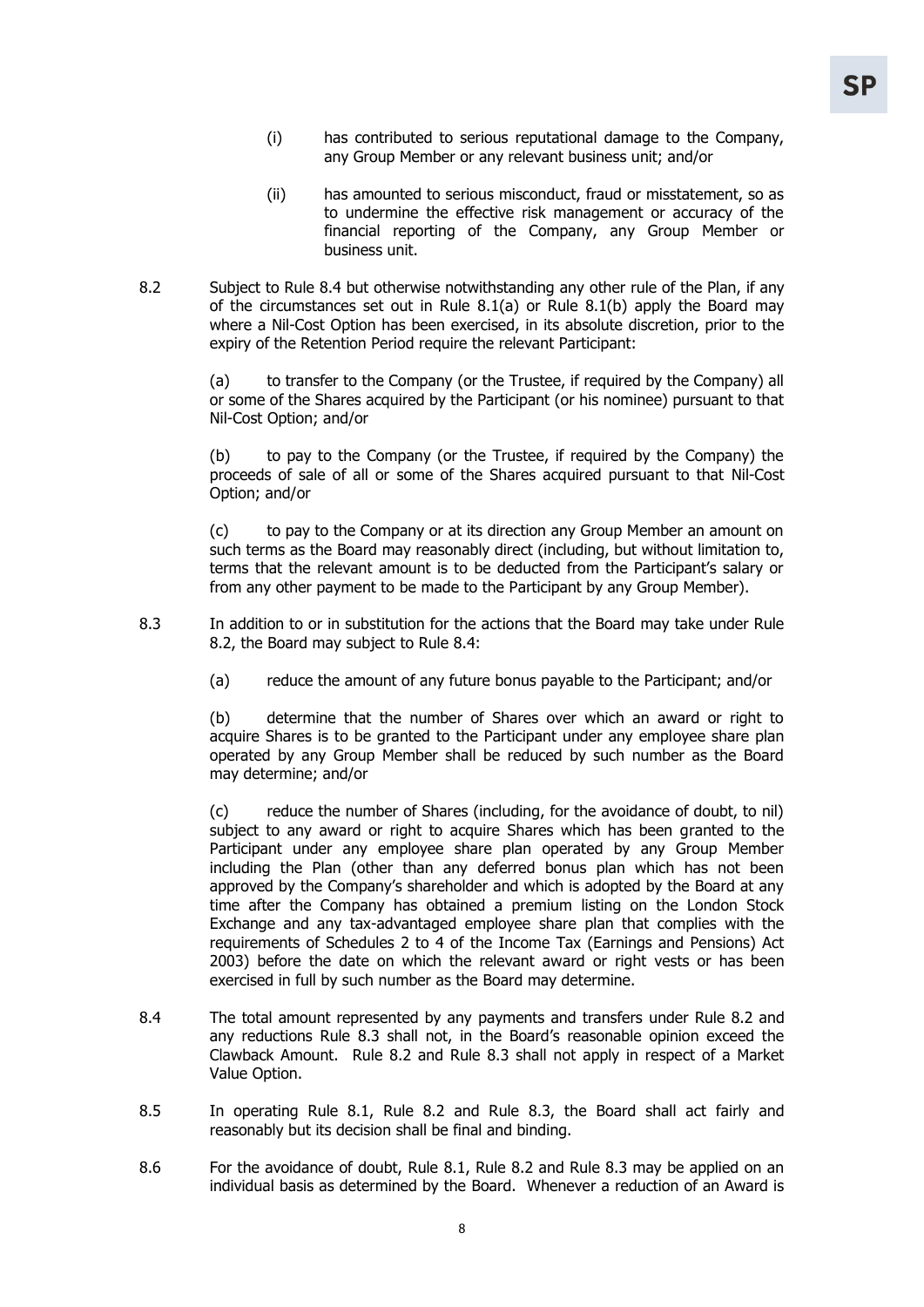(i) has contributed to serious reputational damage to the Company, any Group Member or any relevant business unit; and/or

(ii) has amounted to serious misconduct, fraud or misstatement, so as to undermine the effective risk management or accuracy of the financial reporting of the Company, any Group Member or business unit.

8.2 Subject to Rule 8.4 but otherwise notwithstanding any other rule of the Plan, if any of the circumstances set out in Rule 8.1(a) or Rule 8.1(b) apply the Board may where a Nil-Cost Option has been exercised, in its absolute discretion, prior to the expiry of the Retention Period require the relevant Participant:

(a) to transfer to the Company (or the Trustee, if required by the Company) all or some of the Shares acquired by the Participant (or his nominee) pursuant to that Nil-Cost Option; and/or

(b) to pay to the Company (or the Trustee, if required by the Company) the proceeds of sale of all or some of the Shares acquired pursuant to that Nil-Cost Option; and/or

(c) to pay to the Company or at its direction any Group Member an amount on such terms as the Board may reasonably direct (including, but without limitation to, terms that the relevant amount is to be deducted from the Participant's salary or from any other payment to be made to the Participant by any Group Member).

8.3 In addition to or in substitution for the actions that the Board may take under Rule 8.2, the Board may subject to Rule 8.4:

(a) reduce the amount of any future bonus payable to the Participant; and/or

(b) determine that the number of Shares over which an award or right to acquire Shares is to be granted to the Participant under any employee share plan operated by any Group Member shall be reduced by such number as the Board may determine; and/or

(c) reduce the number of Shares (including, for the avoidance of doubt, to nil) subject to any award or right to acquire Shares which has been granted to the Participant under any employee share plan operated by any Group Member including the Plan (other than any deferred bonus plan which has not been approved by the Company's shareholder and which is adopted by the Board at any time after the Company has obtained a premium listing on the London Stock Exchange and any tax-advantaged employee share plan that complies with the requirements of Schedules 2 to 4 of the Income Tax (Earnings and Pensions) Act 2003) before the date on which the relevant award or right vests or has been exercised in full by such number as the Board may determine.

8.4 The total amount represented by any payments and transfers under Rule 8.2 and any reductions Rule 8.3 shall not, in the Board's reasonable opinion exceed the Clawback Amount. Rule 8.2 and Rule 8.3 shall not apply in respect of a Market Value Option.

8.5 In operating Rule 8.1, Rule 8.2 and Rule 8.3, the Board shall act fairly and reasonably but its decision shall be final and binding.

8.6 For the avoidance of doubt, Rule 8.1, Rule 8.2 and Rule 8.3 may be applied on an individual basis as determined by the Board. Whenever a reduction of an Award is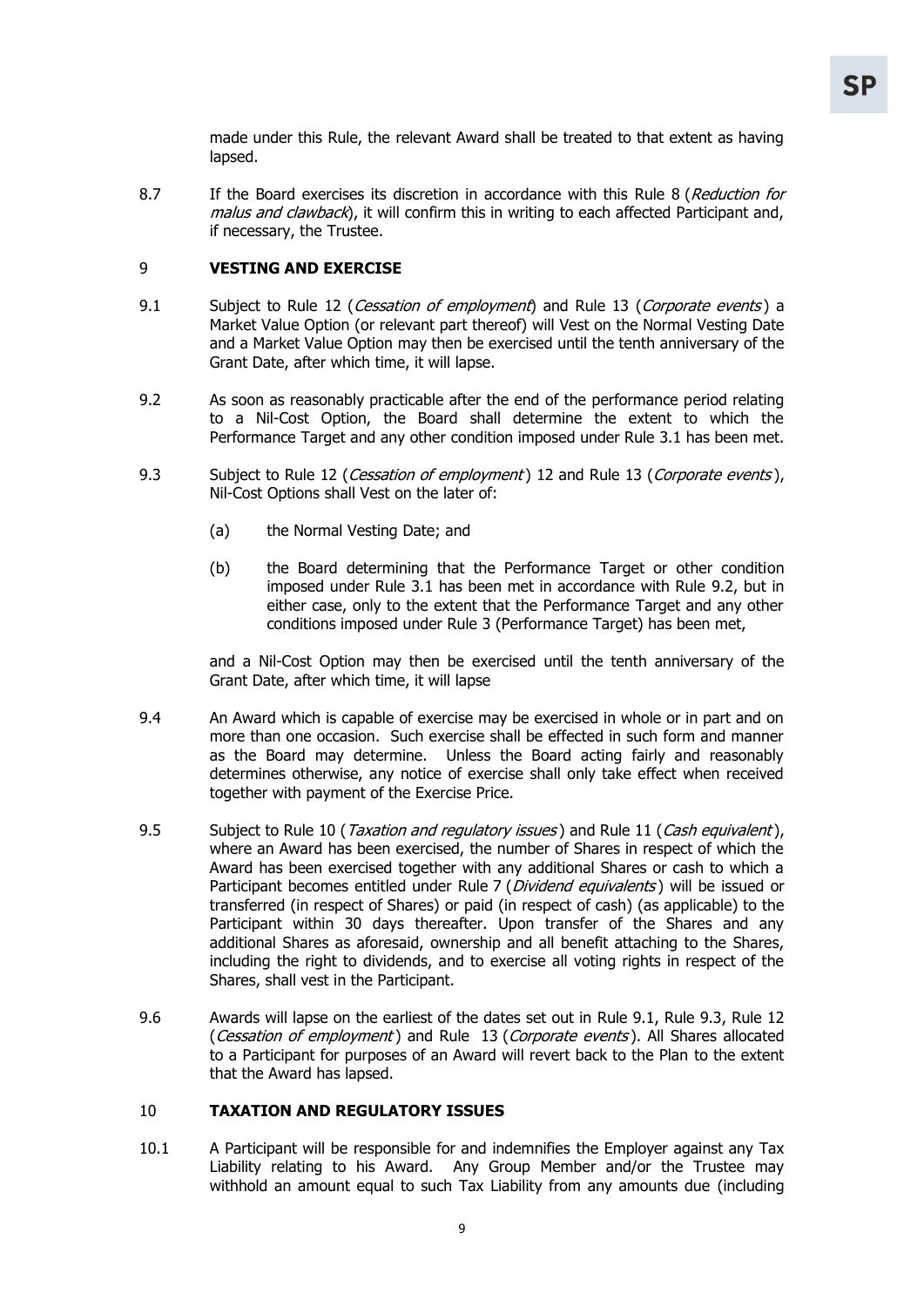made under this Rule, the relevant Award shall be treated to that extent as having lapsed.

8.7 If the Board exercises its discretion in accordance with this Rule 8 (*Reduction for malus and clawback*), it will confirm this in writing to each affected Participant and, if necessary, the Trustee.

## 9 VESTING AND EXERCISE

9.1 Subject to Rule 12 (*Cessation of employment*) and Rule 13 (*Corporate events*) a Market Value Option (or relevant part thereof) will Vest on the Normal Vesting Date and a Market Value Option may then be exercised until the tenth anniversary of the Grant Date, after which time, it will lapse.

9.2 As soon as reasonably practicable after the end of the performance period relating to a Nil-Cost Option, the Board shall determine the extent to which the Performance Target and any other condition imposed under Rule 3.1 has been met.

9.3 Subject to Rule 12 (*Cessation of employment*) 12 and Rule 13 (*Corporate events*), Nil-Cost Options shall Vest on the later of:

(a) the Normal Vesting Date; and

(b) the Board determining that the Performance Target or other condition imposed under Rule 3.1 has been met in accordance with Rule 9.2, but in either case, only to the extent that the Performance Target and any other conditions imposed under Rule 3 (Performance Target) has been met,

and a Nil-Cost Option may then be exercised until the tenth anniversary of the Grant Date, after which time, it will lapse

9.4 An Award which is capable of exercise may be exercised in whole or in part and on more than one occasion. Such exercise shall be effected in such form and manner as the Board may determine. Unless the Board acting fairly and reasonably determines otherwise, any notice of exercise shall only take effect when received together with payment of the Exercise Price.

9.5 Subject to Rule 10 (*Taxation and regulatory issues*) and Rule 11 (*Cash equivalent*), where an Award has been exercised, the number of Shares in respect of which the Award has been exercised together with any additional Shares or cash to which a Participant becomes entitled under Rule 7 (*Dividend equivalents*) will be issued or transferred (in respect of Shares) or paid (in respect of cash) (as applicable) to the Participant within 30 days thereafter. Upon transfer of the Shares and any additional Shares as aforesaid, ownership and all benefit attaching to the Shares, including the right to dividends, and to exercise all voting rights in respect of the Shares, shall vest in the Participant.

9.6 Awards will lapse on the earliest of the dates set out in Rule 9.1, Rule 9.3, Rule 12 (*Cessation of employment*) and Rule 13 (*Corporate events*). All Shares allocated to a Participant for purposes of an Award will revert back to the Plan to the extent that the Award has lapsed.

## 10 TAXATION AND REGULATORY ISSUES

10.1 A Participant will be responsible for and indemnifies the Employer against any Tax Liability relating to his Award. Any Group Member and/or the Trustee may withhold an amount equal to such Tax Liability from any amounts due (including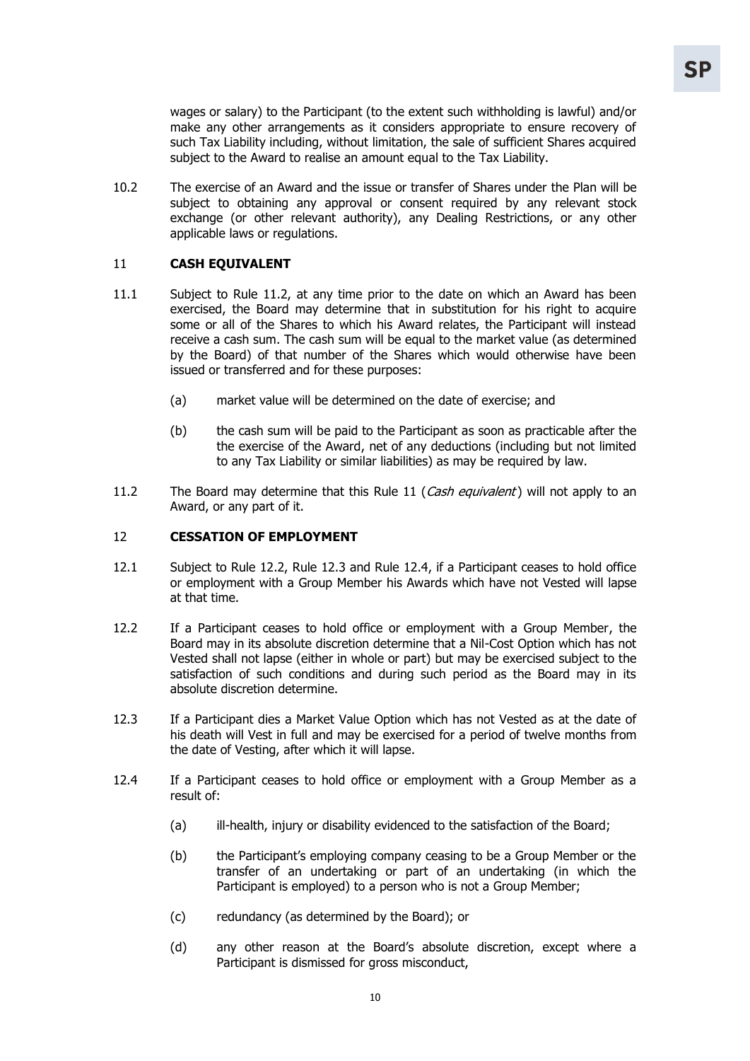wages or salary) to the Participant (to the extent such withholding is lawful) and/or make any other arrangements as it considers appropriate to ensure recovery of such Tax Liability including, without limitation, the sale of sufficient Shares acquired subject to the Award to realise an amount equal to the Tax Liability.

10.2 The exercise of an Award and the issue or transfer of Shares under the Plan will be subject to obtaining any approval or consent required by any relevant stock exchange (or other relevant authority), any Dealing Restrictions, or any other applicable laws or regulations.

## 11 CASH EQUIVALENT

11.1 Subject to Rule 11.2, at any time prior to the date on which an Award has been exercised, the Board may determine that in substitution for his right to acquire some or all of the Shares to which his Award relates, the Participant will instead receive a cash sum. The cash sum will be equal to the market value (as determined by the Board) of that number of the Shares which would otherwise have been issued or transferred and for these purposes:

(a) market value will be determined on the date of exercise; and

(b) the cash sum will be paid to the Participant as soon as practicable after the the exercise of the Award, net of any deductions (including but not limited to any Tax Liability or similar liabilities) as may be required by law.

11.2 The Board may determine that this Rule 11 (*Cash equivalent*) will not apply to an Award, or any part of it.

## 12 CESSATION OF EMPLOYMENT

12.1 Subject to Rule 12.2, Rule 12.3 and Rule 12.4, if a Participant ceases to hold office or employment with a Group Member his Awards which have not Vested will lapse at that time.

12.2 If a Participant ceases to hold office or employment with a Group Member, the Board may in its absolute discretion determine that a Nil-Cost Option which has not Vested shall not lapse (either in whole or part) but may be exercised subject to the satisfaction of such conditions and during such period as the Board may in its absolute discretion determine.

12.3 If a Participant dies a Market Value Option which has not Vested as at the date of his death will Vest in full and may be exercised for a period of twelve months from the date of Vesting, after which it will lapse.

12.4 If a Participant ceases to hold office or employment with a Group Member as a result of:

(a) ill-health, injury or disability evidenced to the satisfaction of the Board;

(b) the Participant's employing company ceasing to be a Group Member or the transfer of an undertaking or part of an undertaking (in which the Participant is employed) to a person who is not a Group Member;

(c) redundancy (as determined by the Board); or

(d) any other reason at the Board's absolute discretion, except where a Participant is dismissed for gross misconduct,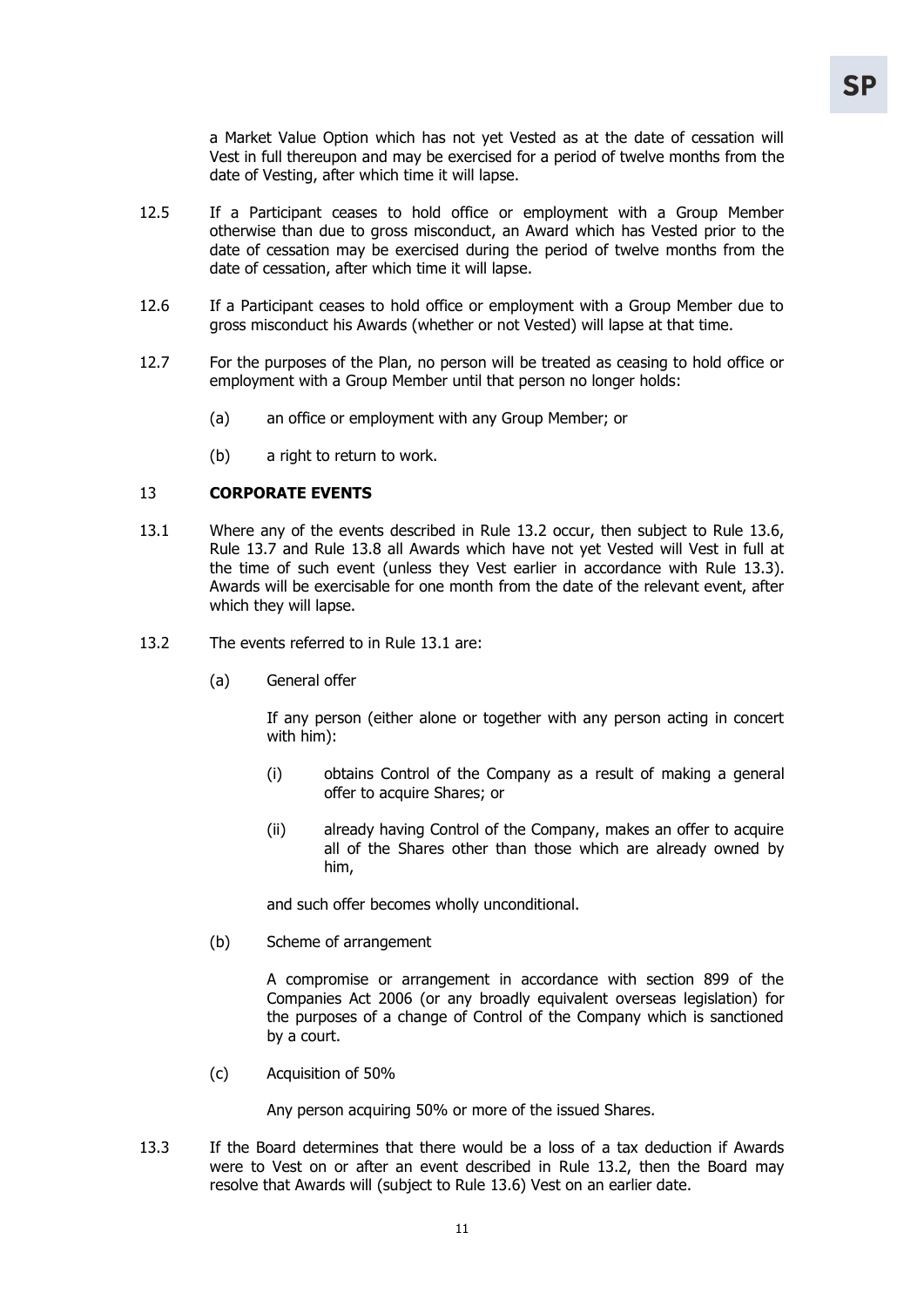a Market Value Option which has not yet Vested as at the date of cessation will Vest in full thereupon and may be exercised for a period of twelve months from the date of Vesting, after which time it will lapse.

12.5 If a Participant ceases to hold office or employment with a Group Member otherwise than due to gross misconduct, an Award which has Vested prior to the date of cessation may be exercised during the period of twelve months from the date of cessation, after which time it will lapse.

12.6 If a Participant ceases to hold office or employment with a Group Member due to gross misconduct his Awards (whether or not Vested) will lapse at that time.

12.7 For the purposes of the Plan, no person will be treated as ceasing to hold office or employment with a Group Member until that person no longer holds:

(a) an office or employment with any Group Member; or

(b) a right to return to work.

## 13 CORPORATE EVENTS

13.1 Where any of the events described in Rule 13.2 occur, then subject to Rule 13.6, Rule 13.7 and Rule 13.8 all Awards which have not yet Vested will Vest in full at the time of such event (unless they Vest earlier in accordance with Rule 13.3). Awards will be exercisable for one month from the date of the relevant event, after which they will lapse.

13.2 The events referred to in Rule 13.1 are:

(a) General offer

If any person (either alone or together with any person acting in concert with him):

(i) obtains Control of the Company as a result of making a general offer to acquire Shares; or

(ii) already having Control of the Company, makes an offer to acquire all of the Shares other than those which are already owned by him,

and such offer becomes wholly unconditional.

(b) Scheme of arrangement

A compromise or arrangement in accordance with section 899 of the Companies Act 2006 (or any broadly equivalent overseas legislation) for the purposes of a change of Control of the Company which is sanctioned by a court.

(c) Acquisition of 50%

Any person acquiring 50% or more of the issued Shares.

13.3 If the Board determines that there would be a loss of a tax deduction if Awards were to Vest on or after an event described in Rule 13.2, then the Board may resolve that Awards will (subject to Rule 13.6) Vest on an earlier date.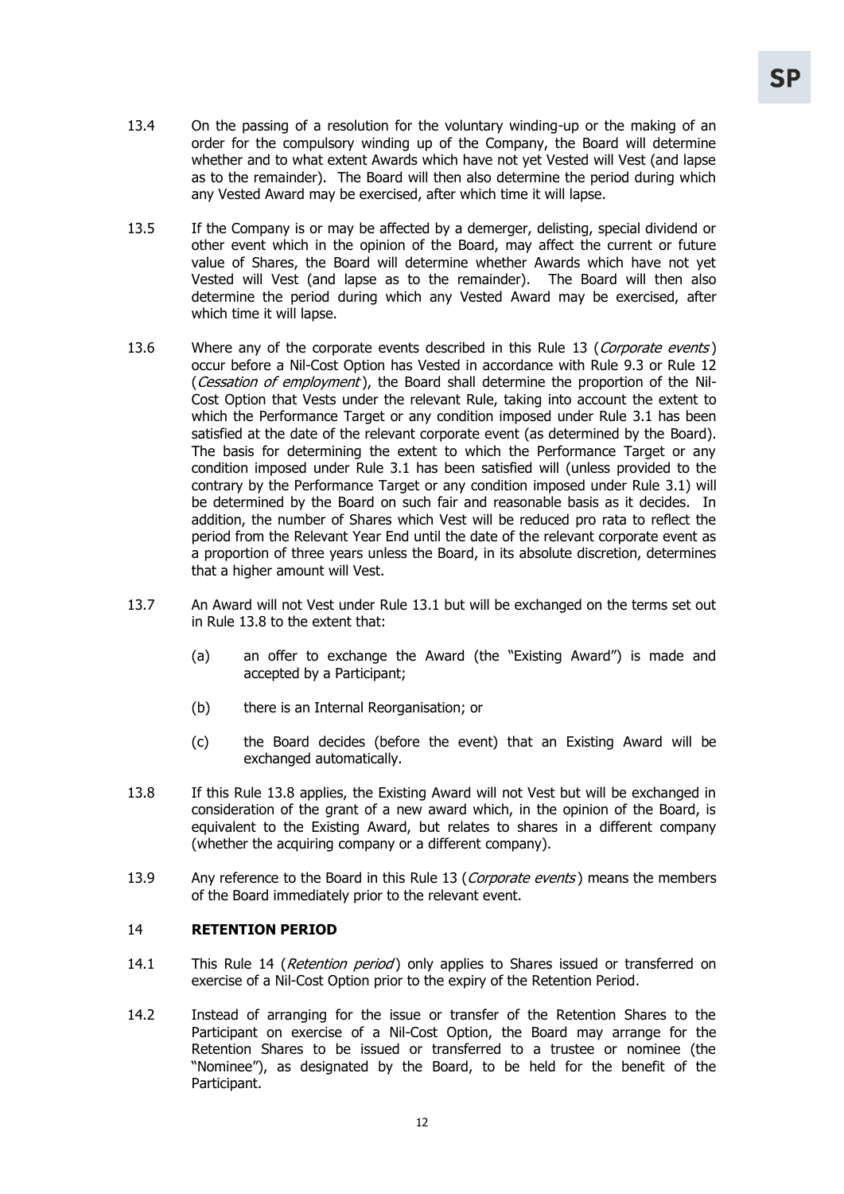13.4 On the passing of a resolution for the voluntary winding-up or the making of an order for the compulsory winding up of the Company, the Board will determine whether and to what extent Awards which have not yet Vested will Vest (and lapse as to the remainder). The Board will then also determine the period during which any Vested Award may be exercised, after which time it will lapse.

13.5 If the Company is or may be affected by a demerger, delisting, special dividend or other event which in the opinion of the Board, may affect the current or future value of Shares, the Board will determine whether Awards which have not yet Vested will Vest (and lapse as to the remainder). The Board will then also determine the period during which any Vested Award may be exercised, after which time it will lapse.

13.6 Where any of the corporate events described in this Rule 13 (*Corporate events*) occur before a Nil-Cost Option has Vested in accordance with Rule 9.3 or Rule 12 (*Cessation of employment*), the Board shall determine the proportion of the Nil-Cost Option that Vests under the relevant Rule, taking into account the extent to which the Performance Target or any condition imposed under Rule 3.1 has been satisfied at the date of the relevant corporate event (as determined by the Board). The basis for determining the extent to which the Performance Target or any condition imposed under Rule 3.1 has been satisfied will (unless provided to the contrary by the Performance Target or any condition imposed under Rule 3.1) will be determined by the Board on such fair and reasonable basis as it decides. In addition, the number of Shares which Vest will be reduced pro rata to reflect the period from the Relevant Year End until the date of the relevant corporate event as a proportion of three years unless the Board, in its absolute discretion, determines that a higher amount will Vest.

13.7 An Award will not Vest under Rule 13.1 but will be exchanged on the terms set out in Rule 13.8 to the extent that:

(a) an offer to exchange the Award (the "Existing Award") is made and accepted by a Participant;

(b) there is an Internal Reorganisation; or

(c) the Board decides (before the event) that an Existing Award will be exchanged automatically.

13.8 If this Rule 13.8 applies, the Existing Award will not Vest but will be exchanged in consideration of the grant of a new award which, in the opinion of the Board, is equivalent to the Existing Award, but relates to shares in a different company (whether the acquiring company or a different company).

13.9 Any reference to the Board in this Rule 13 (*Corporate events*) means the members of the Board immediately prior to the relevant event.

## 14 RETENTION PERIOD

14.1 This Rule 14 (*Retention period*) only applies to Shares issued or transferred on exercise of a Nil-Cost Option prior to the expiry of the Retention Period.

14.2 Instead of arranging for the issue or transfer of the Retention Shares to the Participant on exercise of a Nil-Cost Option, the Board may arrange for the Retention Shares to be issued or transferred to a trustee or nominee (the "Nominee"), as designated by the Board, to be held for the benefit of the Participant.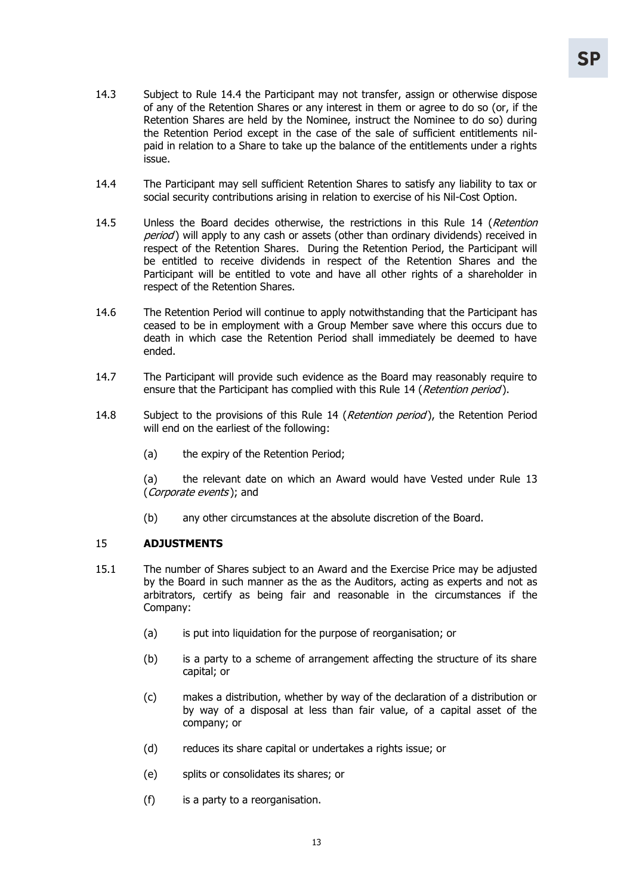14.3 Subject to Rule 14.4 the Participant may not transfer, assign or otherwise dispose of any of the Retention Shares or any interest in them or agree to do so (or, if the Retention Shares are held by the Nominee, instruct the Nominee to do so) during the Retention Period except in the case of the sale of sufficient entitlements nil-paid in relation to a Share to take up the balance of the entitlements under a rights issue.

14.4 The Participant may sell sufficient Retention Shares to satisfy any liability to tax or social security contributions arising in relation to exercise of his Nil-Cost Option.

14.5 Unless the Board decides otherwise, the restrictions in this Rule 14 (*Retention period*) will apply to any cash or assets (other than ordinary dividends) received in respect of the Retention Shares. During the Retention Period, the Participant will be entitled to receive dividends in respect of the Retention Shares and the Participant will be entitled to vote and have all other rights of a shareholder in respect of the Retention Shares.

14.6 The Retention Period will continue to apply notwithstanding that the Participant has ceased to be in employment with a Group Member save where this occurs due to death in which case the Retention Period shall immediately be deemed to have ended.

14.7 The Participant will provide such evidence as the Board may reasonably require to ensure that the Participant has complied with this Rule 14 (*Retention period*).

14.8 Subject to the provisions of this Rule 14 (*Retention period*), the Retention Period will end on the earliest of the following:

(a) the expiry of the Retention Period;

(a) the relevant date on which an Award would have Vested under Rule 13 (*Corporate events*); and

(b) any other circumstances at the absolute discretion of the Board.

## 15 ADJUSTMENTS

15.1 The number of Shares subject to an Award and the Exercise Price may be adjusted by the Board in such manner as the as the Auditors, acting as experts and not as arbitrators, certify as being fair and reasonable in the circumstances if the Company:

(a) is put into liquidation for the purpose of reorganisation; or

(b) is a party to a scheme of arrangement affecting the structure of its share capital; or

(c) makes a distribution, whether by way of the declaration of a distribution or by way of a disposal at less than fair value, of a capital asset of the company; or

(d) reduces its share capital or undertakes a rights issue; or

(e) splits or consolidates its shares; or

(f) is a party to a reorganisation.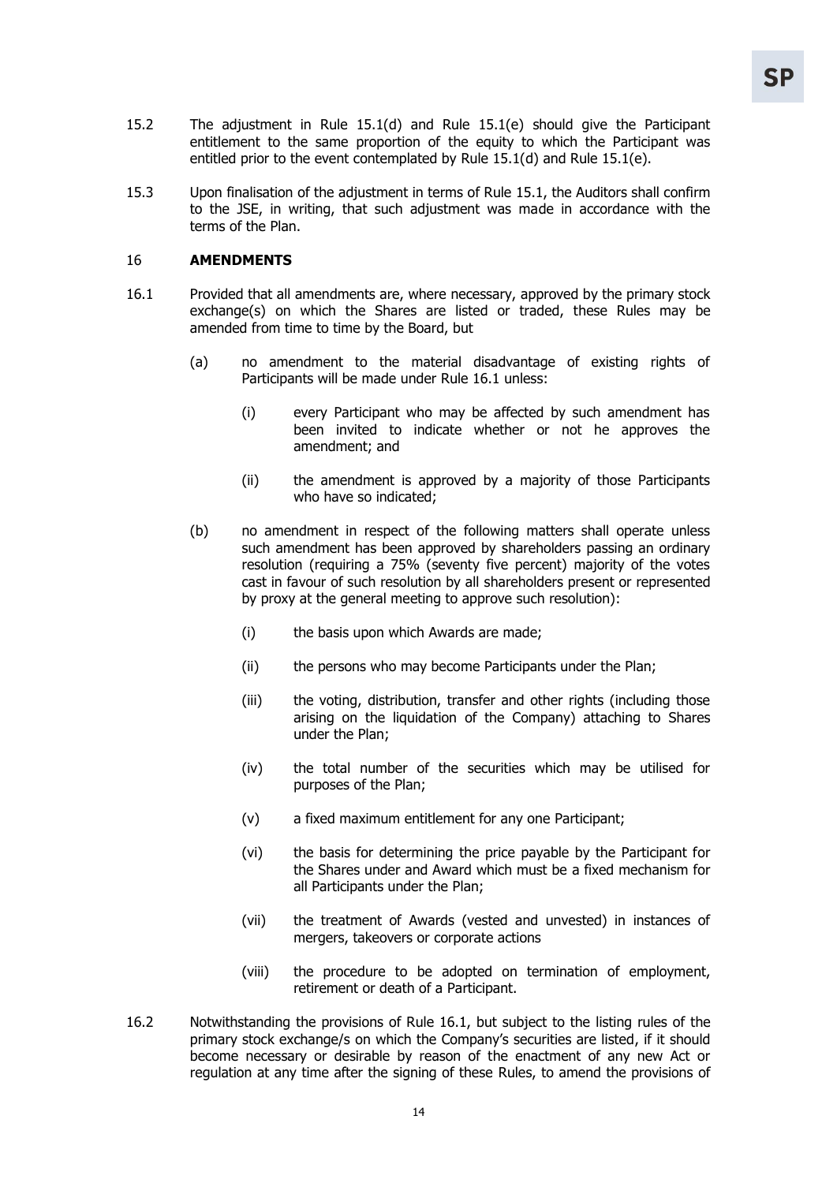15.2 The adjustment in Rule 15.1(d) and Rule 15.1(e) should give the Participant entitlement to the same proportion of the equity to which the Participant was entitled prior to the event contemplated by Rule 15.1(d) and Rule 15.1(e).

15.3 Upon finalisation of the adjustment in terms of Rule 15.1, the Auditors shall confirm to the JSE, in writing, that such adjustment was made in accordance with the terms of the Plan.

## 16 AMENDMENTS

16.1 Provided that all amendments are, where necessary, approved by the primary stock exchange(s) on which the Shares are listed or traded, these Rules may be amended from time to time by the Board, but

(a) no amendment to the material disadvantage of existing rights of Participants will be made under Rule 16.1 unless:

(i) every Participant who may be affected by such amendment has been invited to indicate whether or not he approves the amendment; and

(ii) the amendment is approved by a majority of those Participants who have so indicated;

(b) no amendment in respect of the following matters shall operate unless such amendment has been approved by shareholders passing an ordinary resolution (requiring a 75% (seventy five percent) majority of the votes cast in favour of such resolution by all shareholders present or represented by proxy at the general meeting to approve such resolution):

(i) the basis upon which Awards are made;

(ii) the persons who may become Participants under the Plan;

(iii) the voting, distribution, transfer and other rights (including those arising on the liquidation of the Company) attaching to Shares under the Plan;

(iv) the total number of the securities which may be utilised for purposes of the Plan;

(v) a fixed maximum entitlement for any one Participant;

(vi) the basis for determining the price payable by the Participant for the Shares under and Award which must be a fixed mechanism for all Participants under the Plan;

(vii) the treatment of Awards (vested and unvested) in instances of mergers, takeovers or corporate actions

(viii) the procedure to be adopted on termination of employment, retirement or death of a Participant.

16.2 Notwithstanding the provisions of Rule 16.1, but subject to the listing rules of the primary stock exchange/s on which the Company's securities are listed, if it should become necessary or desirable by reason of the enactment of any new Act or regulation at any time after the signing of these Rules, to amend the provisions of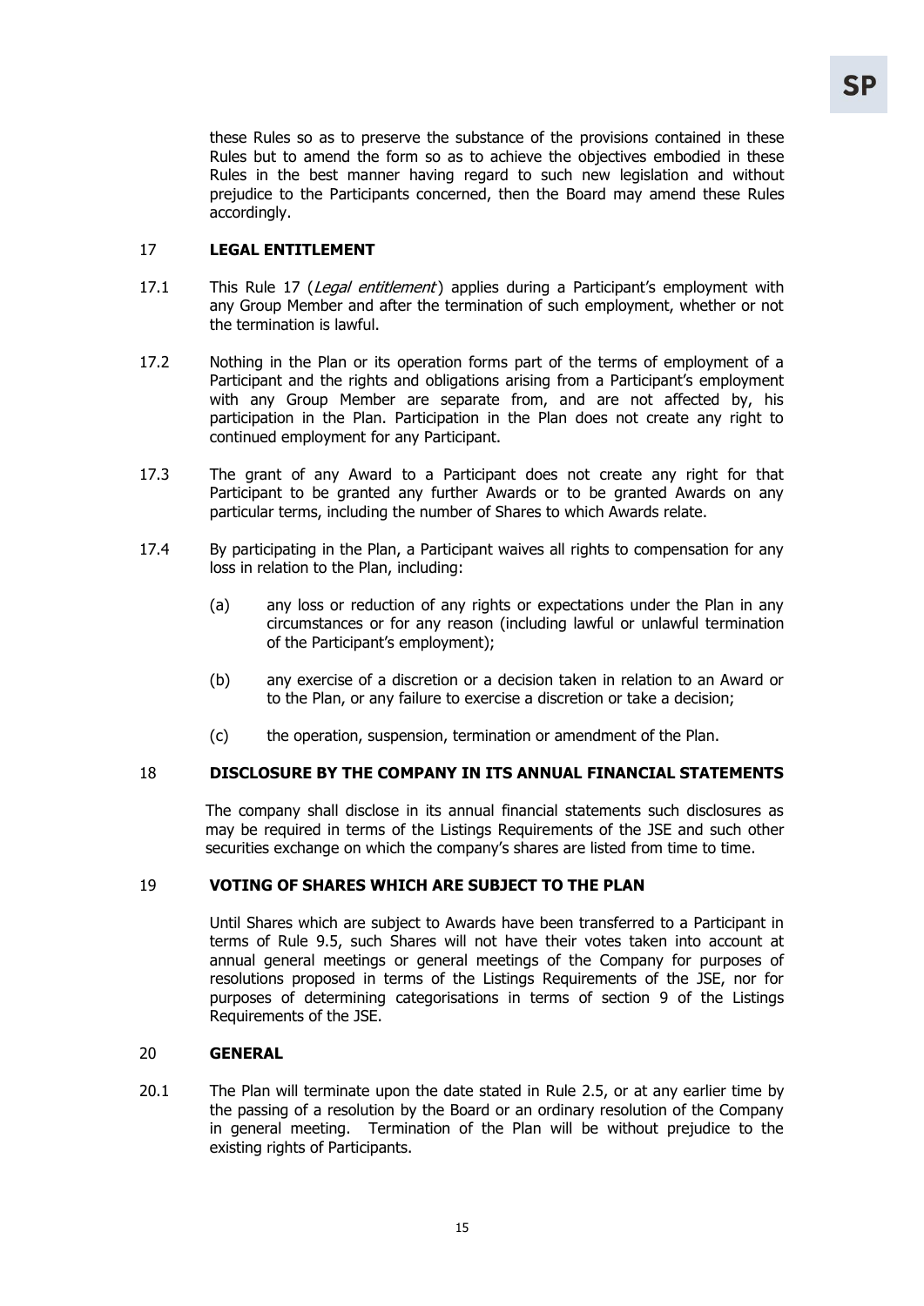these Rules so as to preserve the substance of the provisions contained in these Rules but to amend the form so as to achieve the objectives embodied in these Rules in the best manner having regard to such new legislation and without prejudice to the Participants concerned, then the Board may amend these Rules accordingly.

## 17 LEGAL ENTITLEMENT

17.1 This Rule 17 (*Legal entitlement*) applies during a Participant's employment with any Group Member and after the termination of such employment, whether or not the termination is lawful.

17.2 Nothing in the Plan or its operation forms part of the terms of employment of a Participant and the rights and obligations arising from a Participant's employment with any Group Member are separate from, and are not affected by, his participation in the Plan. Participation in the Plan does not create any right to continued employment for any Participant.

17.3 The grant of any Award to a Participant does not create any right for that Participant to be granted any further Awards or to be granted Awards on any particular terms, including the number of Shares to which Awards relate.

17.4 By participating in the Plan, a Participant waives all rights to compensation for any loss in relation to the Plan, including:

(a) any loss or reduction of any rights or expectations under the Plan in any circumstances or for any reason (including lawful or unlawful termination of the Participant's employment);

(b) any exercise of a discretion or a decision taken in relation to an Award or to the Plan, or any failure to exercise a discretion or take a decision;

(c) the operation, suspension, termination or amendment of the Plan.

## 18 DISCLOSURE BY THE COMPANY IN ITS ANNUAL FINANCIAL STATEMENTS

The company shall disclose in its annual financial statements such disclosures as may be required in terms of the Listings Requirements of the JSE and such other securities exchange on which the company's shares are listed from time to time.

## 19 VOTING OF SHARES WHICH ARE SUBJECT TO THE PLAN

Until Shares which are subject to Awards have been transferred to a Participant in terms of Rule 9.5, such Shares will not have their votes taken into account at annual general meetings or general meetings of the Company for purposes of resolutions proposed in terms of the Listings Requirements of the JSE, nor for purposes of determining categorisations in terms of section 9 of the Listings Requirements of the JSE.

## 20 GENERAL

20.1 The Plan will terminate upon the date stated in Rule 2.5, or at any earlier time by the passing of a resolution by the Board or an ordinary resolution of the Company in general meeting. Termination of the Plan will be without prejudice to the existing rights of Participants.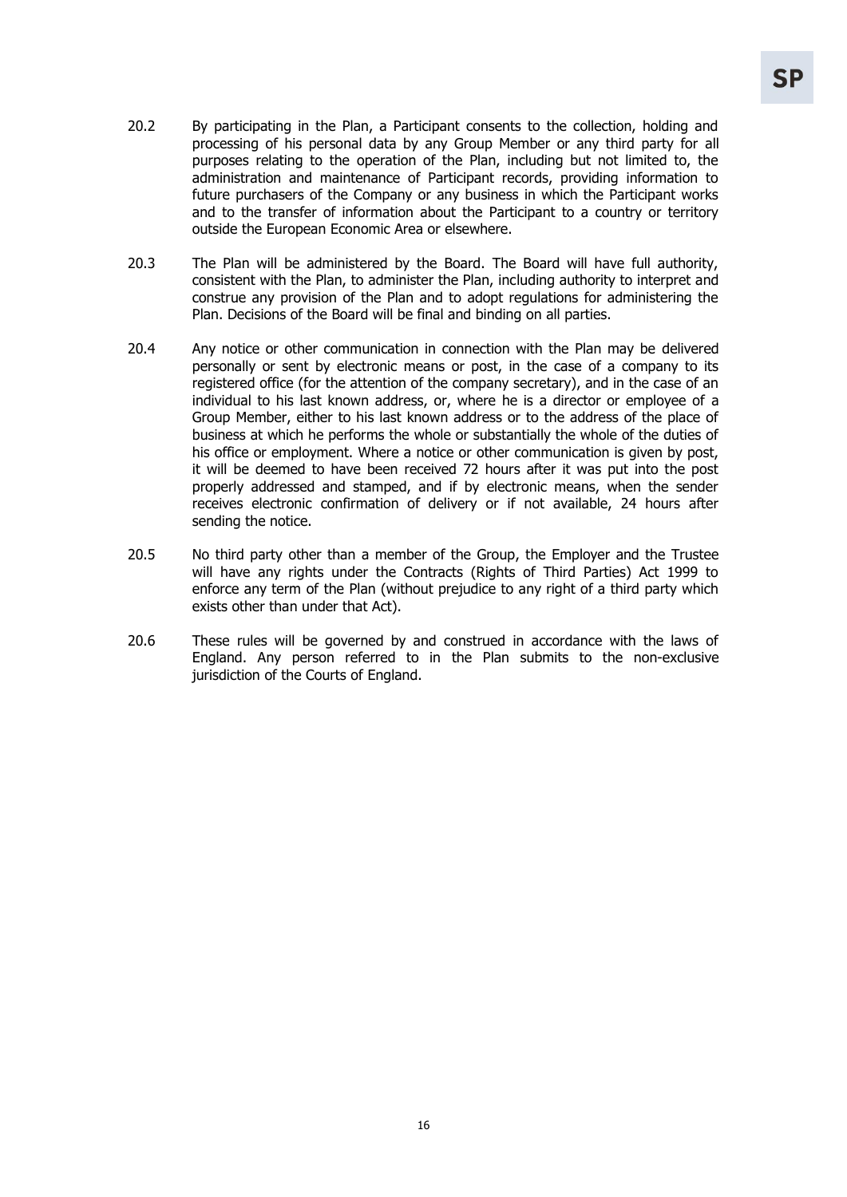20.2 By participating in the Plan, a Participant consents to the collection, holding and processing of his personal data by any Group Member or any third party for all purposes relating to the operation of the Plan, including but not limited to, the administration and maintenance of Participant records, providing information to future purchasers of the Company or any business in which the Participant works and to the transfer of information about the Participant to a country or territory outside the European Economic Area or elsewhere.

20.3 The Plan will be administered by the Board. The Board will have full authority, consistent with the Plan, to administer the Plan, including authority to interpret and construe any provision of the Plan and to adopt regulations for administering the Plan. Decisions of the Board will be final and binding on all parties.

20.4 Any notice or other communication in connection with the Plan may be delivered personally or sent by electronic means or post, in the case of a company to its registered office (for the attention of the company secretary), and in the case of an individual to his last known address, or, where he is a director or employee of a Group Member, either to his last known address or to the address of the place of business at which he performs the whole or substantially the whole of the duties of his office or employment. Where a notice or other communication is given by post, it will be deemed to have been received 72 hours after it was put into the post properly addressed and stamped, and if by electronic means, when the sender receives electronic confirmation of delivery or if not available, 24 hours after sending the notice.

20.5 No third party other than a member of the Group, the Employer and the Trustee will have any rights under the Contracts (Rights of Third Parties) Act 1999 to enforce any term of the Plan (without prejudice to any right of a third party which exists other than under that Act).

20.6 These rules will be governed by and construed in accordance with the laws of England. Any person referred to in the Plan submits to the non-exclusive jurisdiction of the Courts of England.